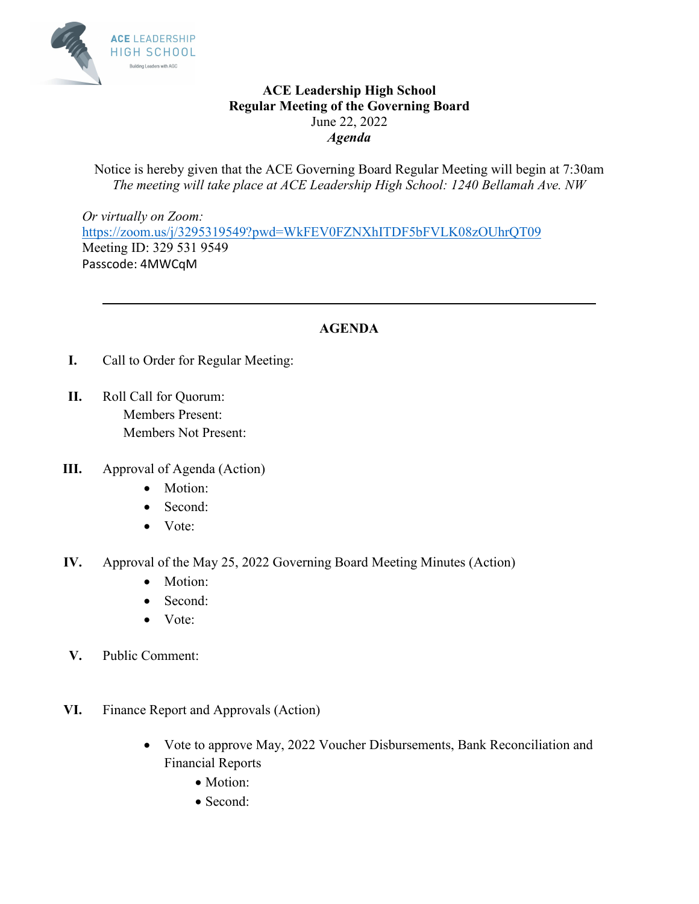ACE LEADERSHIP HIGH SCHOOL

Building Leaders with AGC

**ACE Leadership High School**
**Regular Meeting of the Governing Board**
June 22, 2022
***Agenda***

Notice is hereby given that the ACE Governing Board Regular Meeting will begin at 7:30am
*The meeting will take place at ACE Leadership High School: 1240 Bellamah Ave. NW*

*Or virtually on Zoom:*
https://zoom.us/j/3295319549?pwd=WkFEV0FZNXhITDF5bFVLK08zOUhrQT09
Meeting ID: 329 531 9549
Passcode: 4MWCqM

---

## AGENDA

**I.** Call to Order for Regular Meeting:

**II.** Roll Call for Quorum:
Members Present:
Members Not Present:

**III.** Approval of Agenda (Action)
- Motion:
- Second:
- Vote:

**IV.** Approval of the May 25, 2022 Governing Board Meeting Minutes (Action)
- Motion:
- Second:
- Vote:

**V.** Public Comment:

**VI.** Finance Report and Approvals (Action)
- Vote to approve May, 2022 Voucher Disbursements, Bank Reconciliation and Financial Reports
  - Motion:
  - Second: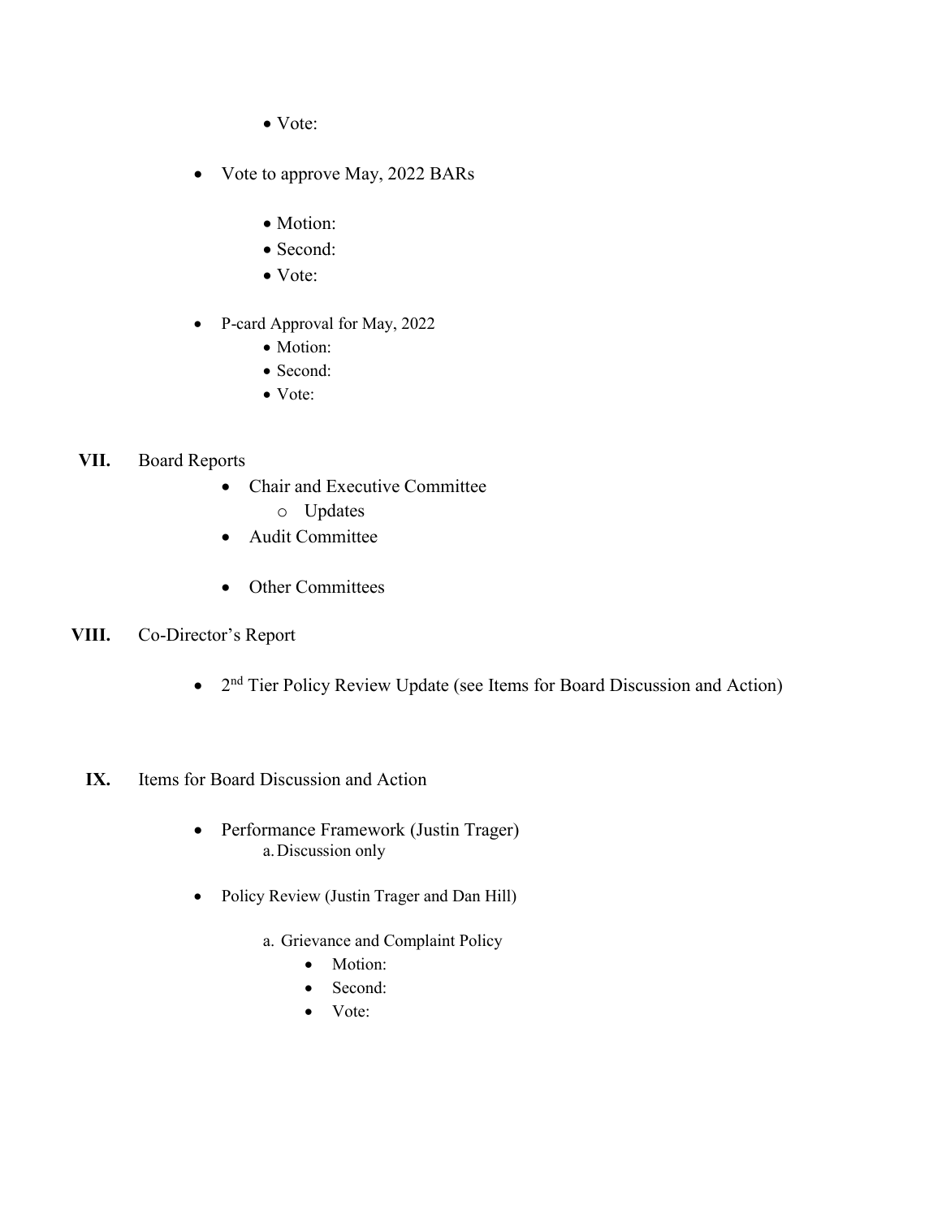- Vote:

- Vote to approve May, 2022 BARs
  - Motion:
  - Second:
  - Vote:

- P-card Approval for May, 2022
  - Motion:
  - Second:
  - Vote:

**VII.** Board Reports

- Chair and Executive Committee
  - Updates
- Audit Committee
- Other Committees

**VIII.** Co-Director's Report

- 2nd Tier Policy Review Update (see Items for Board Discussion and Action)

**IX.** Items for Board Discussion and Action

- Performance Framework (Justin Trager)
  a. Discussion only

- Policy Review (Justin Trager and Dan Hill)

  a. Grievance and Complaint Policy
     - Motion:
     - Second:
     - Vote: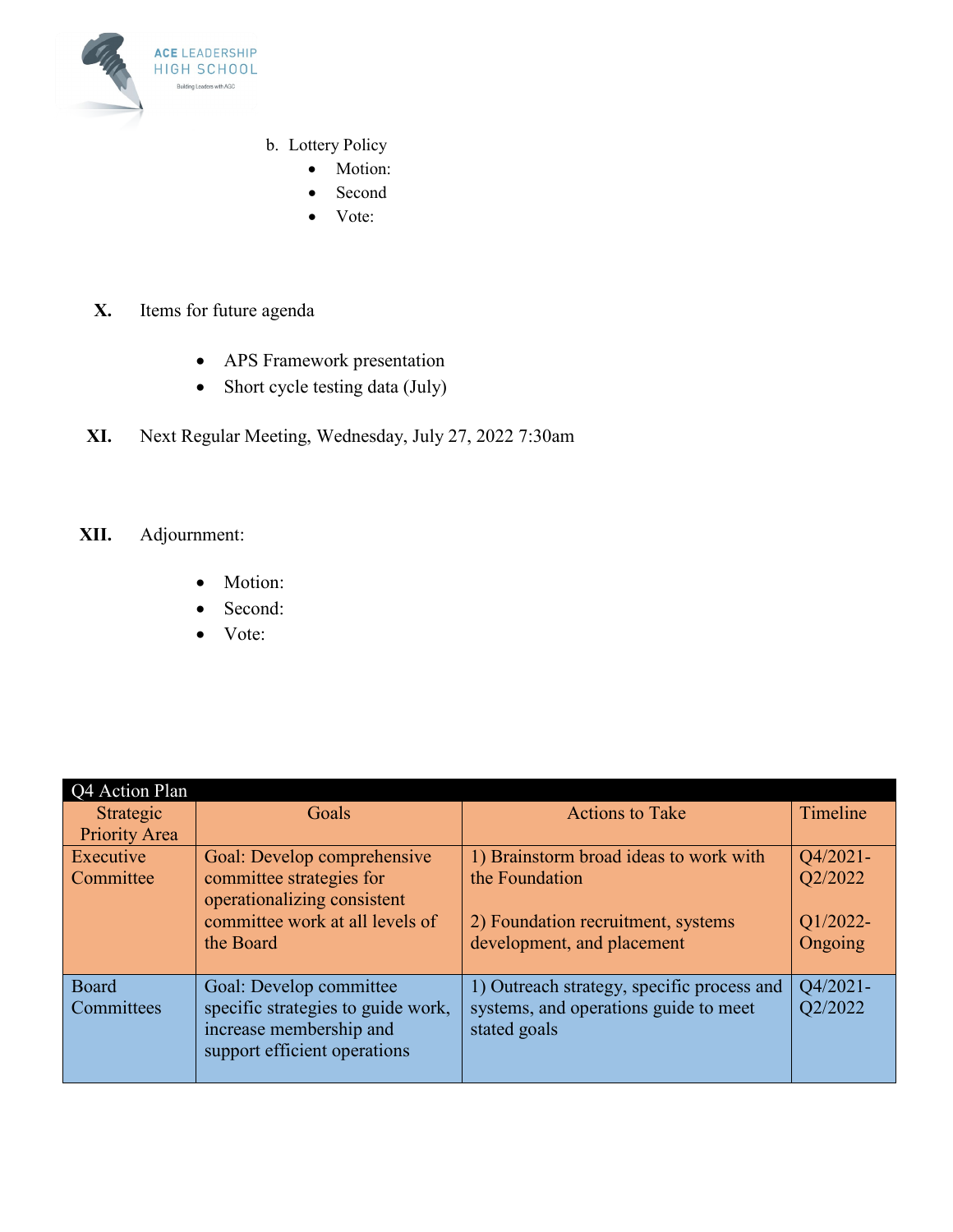b. Lottery Policy
   - Motion:
   - Second
   - Vote:

**X.** Items for future agenda

- APS Framework presentation
- Short cycle testing data (July)

**XI.** Next Regular Meeting, Wednesday, July 27, 2022 7:30am

**XII.** Adjournment:

- Motion:
- Second:
- Vote:

| Q4 Action Plan | | | |
|---|---|---|---|
| Strategic Priority Area | Goals | Actions to Take | Timeline |
| Executive Committee | Goal: Develop comprehensive committee strategies for operationalizing consistent committee work at all levels of the Board | 1) Brainstorm broad ideas to work with the Foundation<br><br>2) Foundation recruitment, systems development, and placement | Q4/2021-Q2/2022<br><br>Q1/2022-Ongoing |
| Board Committees | Goal: Develop committee specific strategies to guide work, increase membership and support efficient operations | 1) Outreach strategy, specific process and systems, and operations guide to meet stated goals | Q4/2021-Q2/2022 |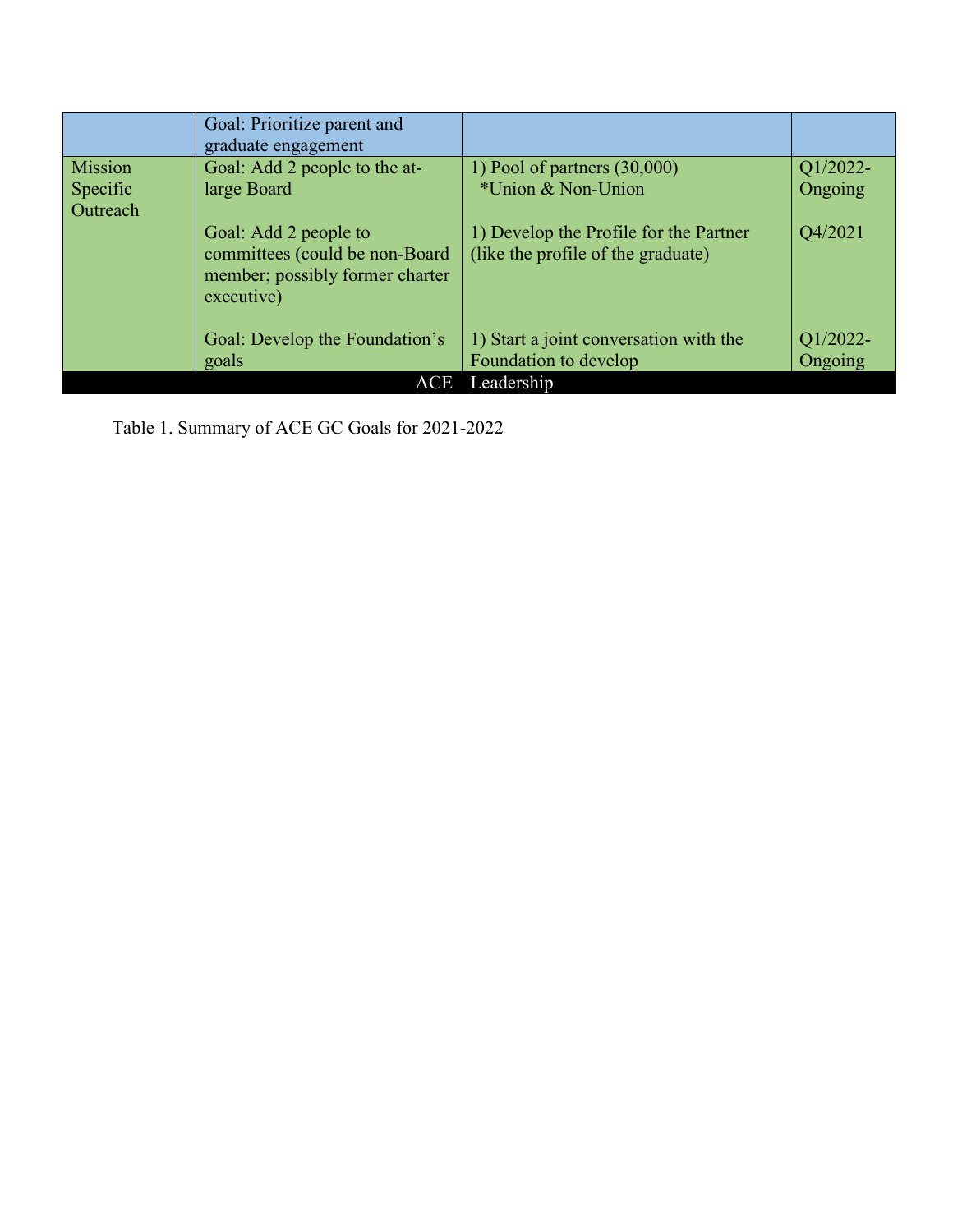| | | | |
|---|---|---|---|
| | Goal: Prioritize parent and graduate engagement | | |
| Mission Specific Outreach | Goal: Add 2 people to the at-large Board | 1) Pool of partners (30,000) *Union & Non-Union | Q1/2022-Ongoing |
| | Goal: Add 2 people to committees (could be non-Board member; possibly former charter executive) | 1) Develop the Profile for the Partner (like the profile of the graduate) | Q4/2021 |
| | Goal: Develop the Foundation's goals | 1) Start a joint conversation with the Foundation to develop | Q1/2022-Ongoing |
| ACE Leadership | | | |

Table 1. Summary of ACE GC Goals for 2021-2022